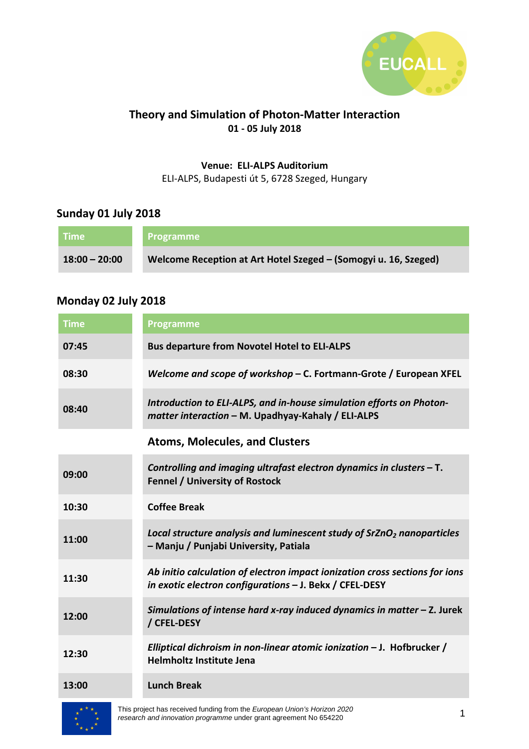# Theory and Simulation of Photon-Matter Interaction

**01 - 05 July 2018**

**Venue: ELI-ALPS Auditorium**
ELI-ALPS, Budapesti út 5, 6728 Szeged, Hungary

## Sunday 01 July 2018

| Time | Programme |
|---|---|
| **18:00 – 20:00** | **Welcome Reception at Art Hotel Szeged – (Somogyi u. 16, Szeged)** |

## Monday 02 July 2018

| Time | Programme |
|---|---|
| **07:45** | **Bus departure from Novotel Hotel to ELI-ALPS** |
| **08:30** | ***Welcome and scope of workshop* – C. Fortmann-Grote / European XFEL** |
| **08:40** | ***Introduction to ELI-ALPS, and in-house simulation efforts on Photon-matter interaction* – M. Upadhyay-Kahaly / ELI-ALPS** |
| | **Atoms, Molecules, and Clusters** |
| **09:00** | ***Controlling and imaging ultrafast electron dynamics in clusters* – T. Fennel / University of Rostock** |
| **10:30** | **Coffee Break** |
| **11:00** | ***Local structure analysis and luminescent study of $SrZnO_2$ nanoparticles* – Manju / Punjabi University, Patiala** |
| **11:30** | ***Ab initio calculation of electron impact ionization cross sections for ions in exotic electron configurations* – J. Bekx / CFEL-DESY** |
| **12:00** | ***Simulations of intense hard x-ray induced dynamics in matter* – Z. Jurek / CFEL-DESY** |
| **12:30** | ***Elliptical dichroism in non-linear atomic ionization* – J. Hofbrucker / Helmholtz Institute Jena** |
| **13:00** | **Lunch Break** |

This project has received funding from the *European Union's Horizon 2020 research and innovation programme* under grant agreement No 654220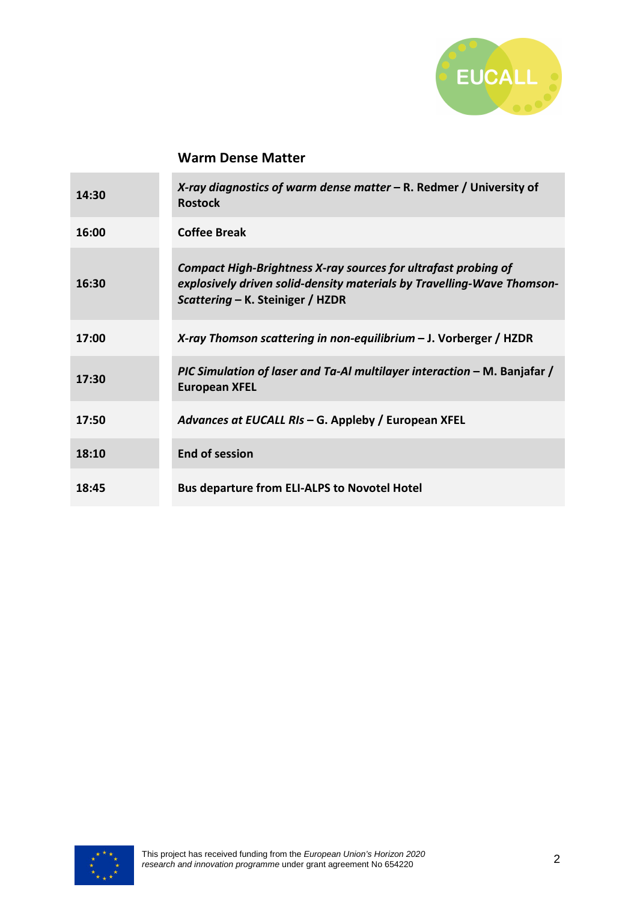## Warm Dense Matter

| | |
|---|---|
| **14:30** | ***X-ray diagnostics of warm dense matter*** **– R. Redmer / University of Rostock** |
| **16:00** | **Coffee Break** |
| **16:30** | ***Compact High-Brightness X-ray sources for ultrafast probing of explosively driven solid-density materials by Travelling-Wave Thomson-Scattering*** **– K. Steiniger / HZDR** |
| **17:00** | ***X-ray Thomson scattering in non-equilibrium*** **– J. Vorberger / HZDR** |
| **17:30** | ***PIC Simulation of laser and Ta-Al multilayer interaction*** **– M. Banjafar / European XFEL** |
| **17:50** | ***Advances at EUCALL RIs*** **– G. Appleby / European XFEL** |
| **18:10** | **End of session** |
| **18:45** | **Bus departure from ELI-ALPS to Novotel Hotel** |

This project has received funding from the *European Union's Horizon 2020 research and innovation programme* under grant agreement No 654220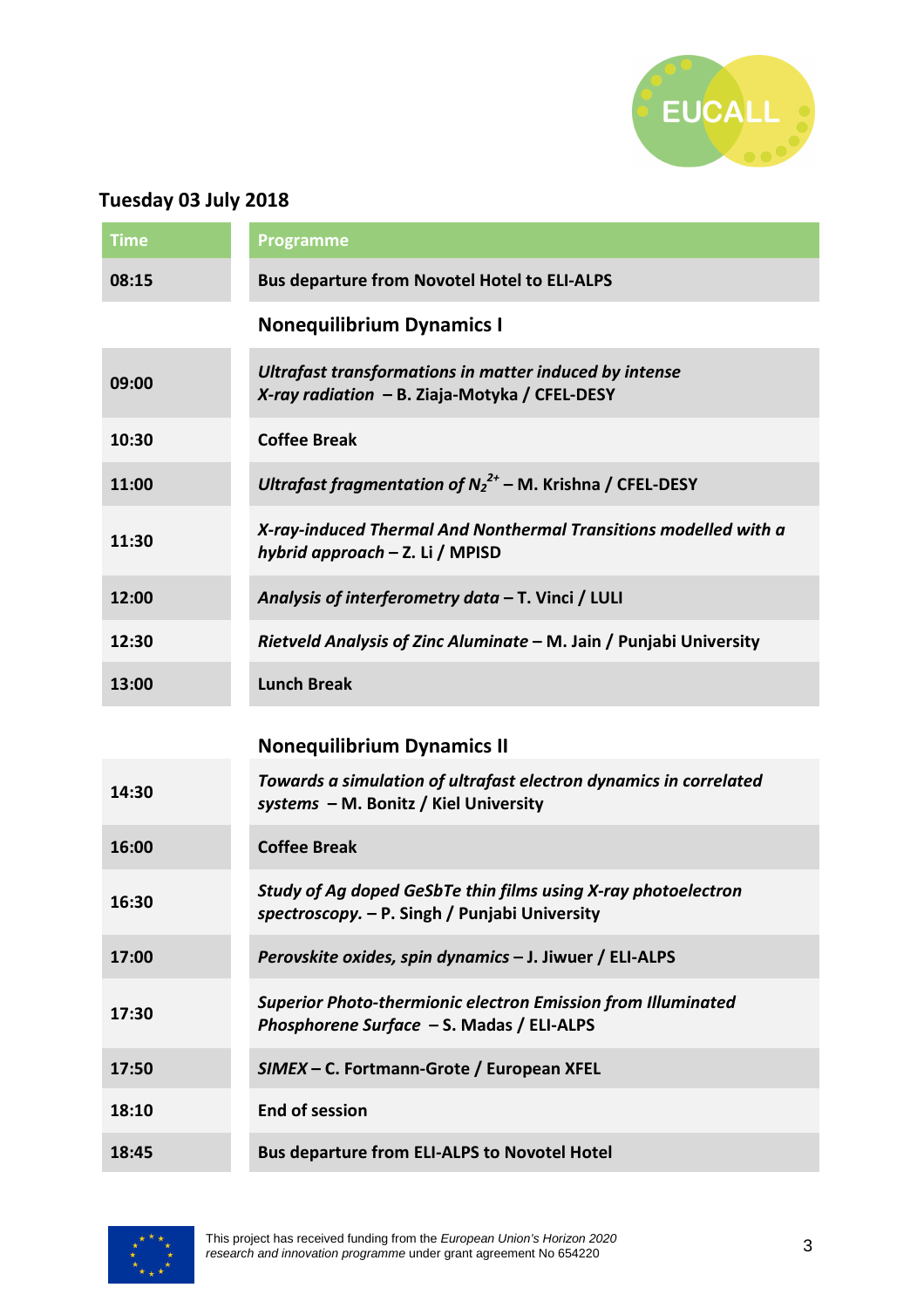## Tuesday 03 July 2018

| Time | Programme |
|---|---|
| **08:15** | **Bus departure from Novotel Hotel to ELI-ALPS** |
| | **Nonequilibrium Dynamics I** |
| **09:00** | ***Ultrafast transformations in matter induced by intense X-ray radiation*** **– B. Ziaja-Motyka / CFEL-DESY** |
| **10:30** | **Coffee Break** |
| **11:00** | ***Ultrafast fragmentation of*** $N_2^{2+}$ **– M. Krishna / CFEL-DESY** |
| **11:30** | ***X-ray-induced Thermal And Nonthermal Transitions modelled with a hybrid approach*** **– Z. Li / MPISD** |
| **12:00** | ***Analysis of interferometry data*** **– T. Vinci / LULI** |
| **12:30** | ***Rietveld Analysis of Zinc Aluminate*** **– M. Jain / Punjabi University** |
| **13:00** | **Lunch Break** |
| | **Nonequilibrium Dynamics II** |
| **14:30** | ***Towards a simulation of ultrafast electron dynamics in correlated systems*** **– M. Bonitz / Kiel University** |
| **16:00** | **Coffee Break** |
| **16:30** | ***Study of Ag doped GeSbTe thin films using X-ray photoelectron spectroscopy.*** **– P. Singh / Punjabi University** |
| **17:00** | ***Perovskite oxides, spin dynamics*** **– J. Jiwuer / ELI-ALPS** |
| **17:30** | ***Superior Photo-thermionic electron Emission from Illuminated Phosphorene Surface*** **– S. Madas / ELI-ALPS** |
| **17:50** | ***SIMEX*** **– C. Fortmann-Grote / European XFEL** |
| **18:10** | **End of session** |
| **18:45** | **Bus departure from ELI-ALPS to Novotel Hotel** |

This project has received funding from the *European Union's Horizon 2020 research and innovation programme* under grant agreement No 654220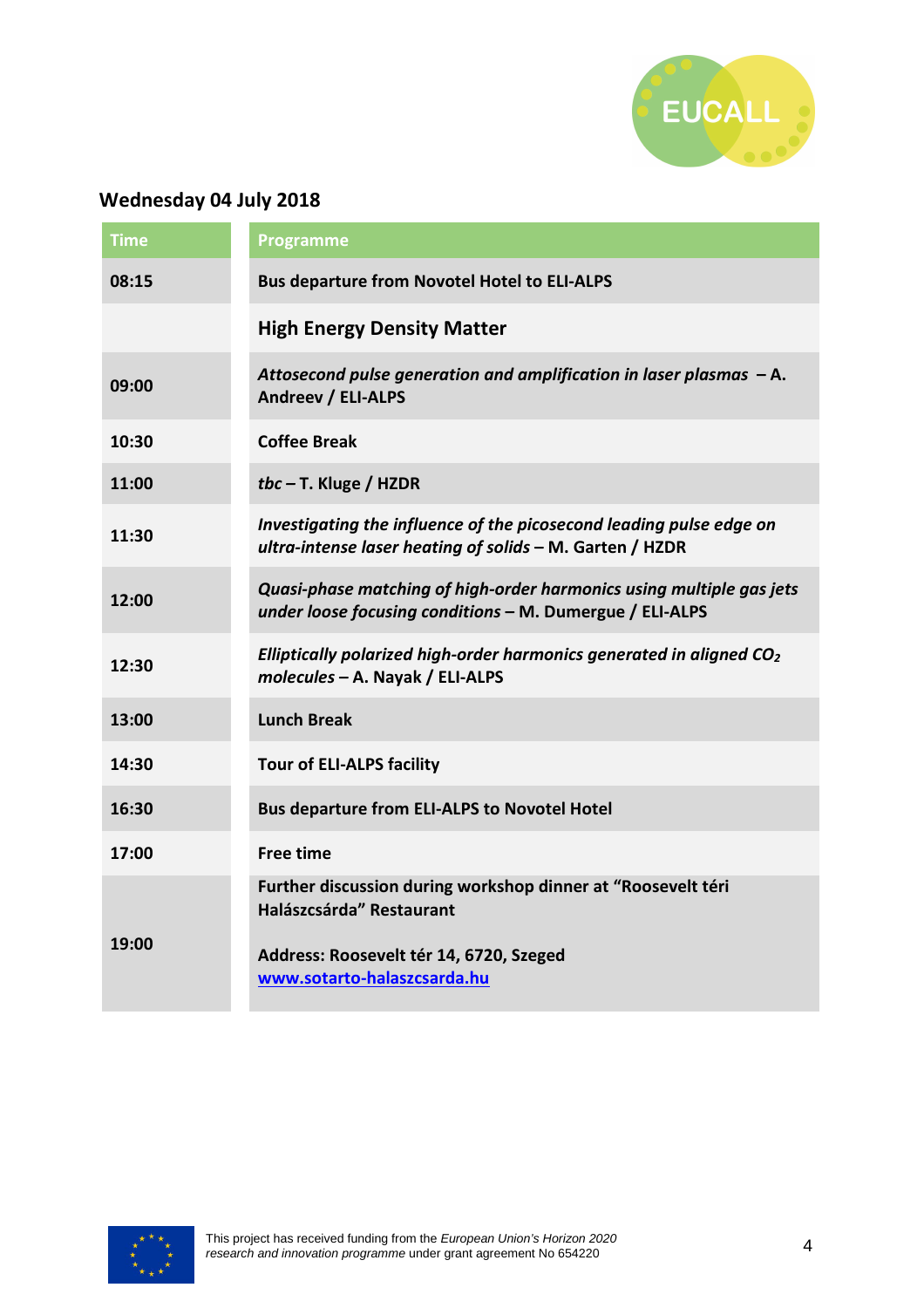## Wednesday 04 July 2018

| Time | Programme |
|---|---|
| **08:15** | **Bus departure from Novotel Hotel to ELI-ALPS** |
| | **High Energy Density Matter** |
| **09:00** | ***Attosecond pulse generation and amplification in laser plasmas* – A. Andreev / ELI-ALPS** |
| **10:30** | **Coffee Break** |
| **11:00** | ***tbc* – T. Kluge / HZDR** |
| **11:30** | ***Investigating the influence of the picosecond leading pulse edge on ultra-intense laser heating of solids* – M. Garten / HZDR** |
| **12:00** | ***Quasi-phase matching of high-order harmonics using multiple gas jets under loose focusing conditions* – M. Dumergue / ELI-ALPS** |
| **12:30** | ***Elliptically polarized high-order harmonics generated in aligned $CO_2$ molecules* – A. Nayak / ELI-ALPS** |
| **13:00** | **Lunch Break** |
| **14:30** | **Tour of ELI-ALPS facility** |
| **16:30** | **Bus departure from ELI-ALPS to Novotel Hotel** |
| **17:00** | **Free time** |
| **19:00** | **Further discussion during workshop dinner at "Roosevelt téri Halászcsárda" Restaurant**<br><br>**Address: Roosevelt tér 14, 6720, Szeged**<br>**www.sotarto-halaszcsarda.hu** |

This project has received funding from the *European Union's Horizon 2020 research and innovation programme* under grant agreement No 654220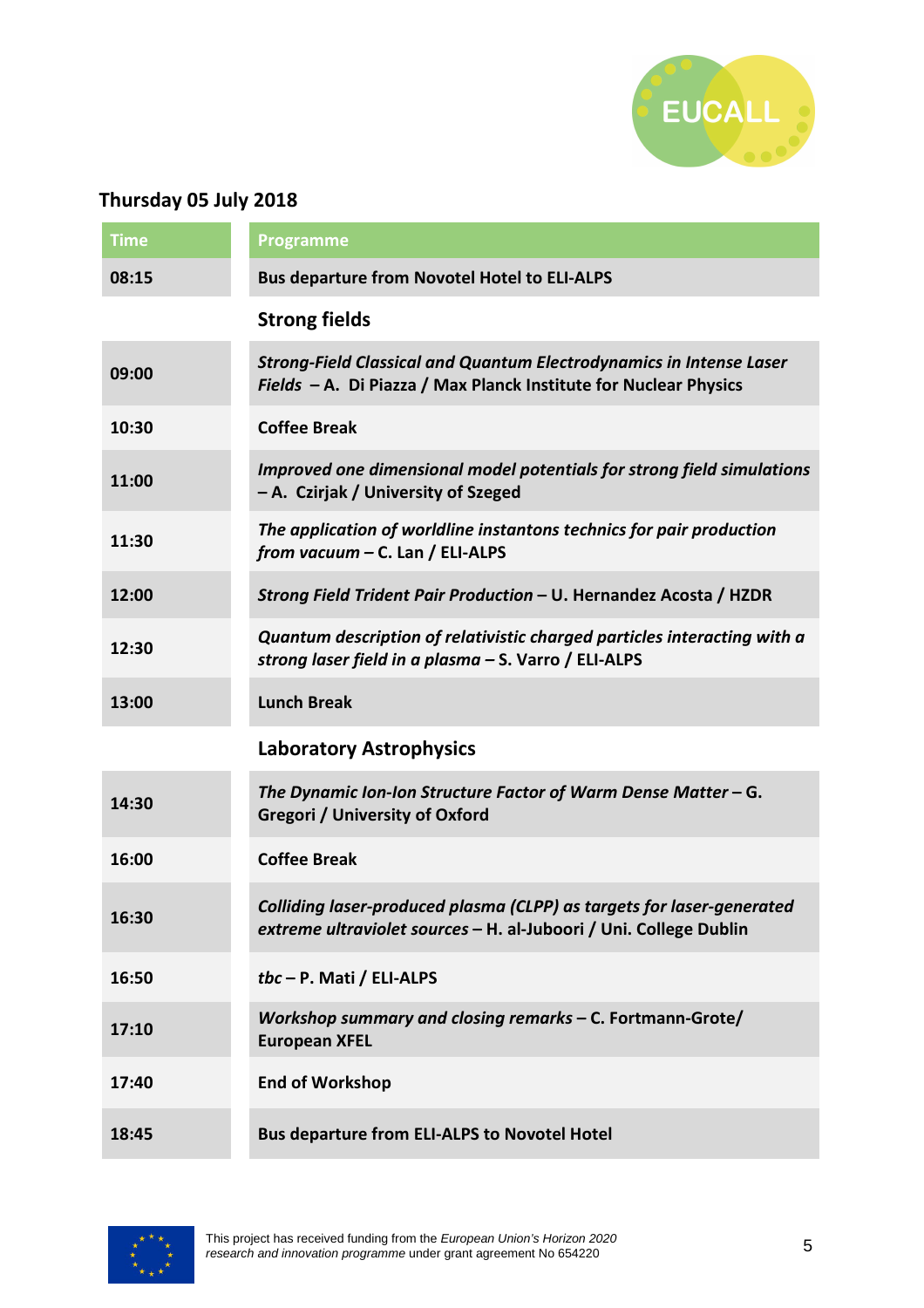## Thursday 05 July 2018

| Time | Programme |
|---|---|
| 08:15 | **Bus departure from Novotel Hotel to ELI-ALPS** |
| | **Strong fields** |
| 09:00 | ***Strong-Field Classical and Quantum Electrodynamics in Intense Laser Fields*** **– A. Di Piazza / Max Planck Institute for Nuclear Physics** |
| 10:30 | **Coffee Break** |
| 11:00 | ***Improved one dimensional model potentials for strong field simulations*** **– A. Czirjak / University of Szeged** |
| 11:30 | ***The application of worldline instantons technics for pair production from vacuum*** **– C. Lan / ELI-ALPS** |
| 12:00 | ***Strong Field Trident Pair Production*** **– U. Hernandez Acosta / HZDR** |
| 12:30 | ***Quantum description of relativistic charged particles interacting with a strong laser field in a plasma*** **– S. Varro / ELI-ALPS** |
| 13:00 | **Lunch Break** |
| | **Laboratory Astrophysics** |
| 14:30 | ***The Dynamic Ion-Ion Structure Factor of Warm Dense Matter*** **– G. Gregori / University of Oxford** |
| 16:00 | **Coffee Break** |
| 16:30 | ***Colliding laser-produced plasma (CLPP) as targets for laser-generated extreme ultraviolet sources*** **– H. al-Juboori / Uni. College Dublin** |
| 16:50 | ***tbc*** **– P. Mati / ELI-ALPS** |
| 17:10 | ***Workshop summary and closing remarks*** **– C. Fortmann-Grote/ European XFEL** |
| 17:40 | **End of Workshop** |
| 18:45 | **Bus departure from ELI-ALPS to Novotel Hotel** |

This project has received funding from the *European Union's Horizon 2020 research and innovation programme* under grant agreement No 654220